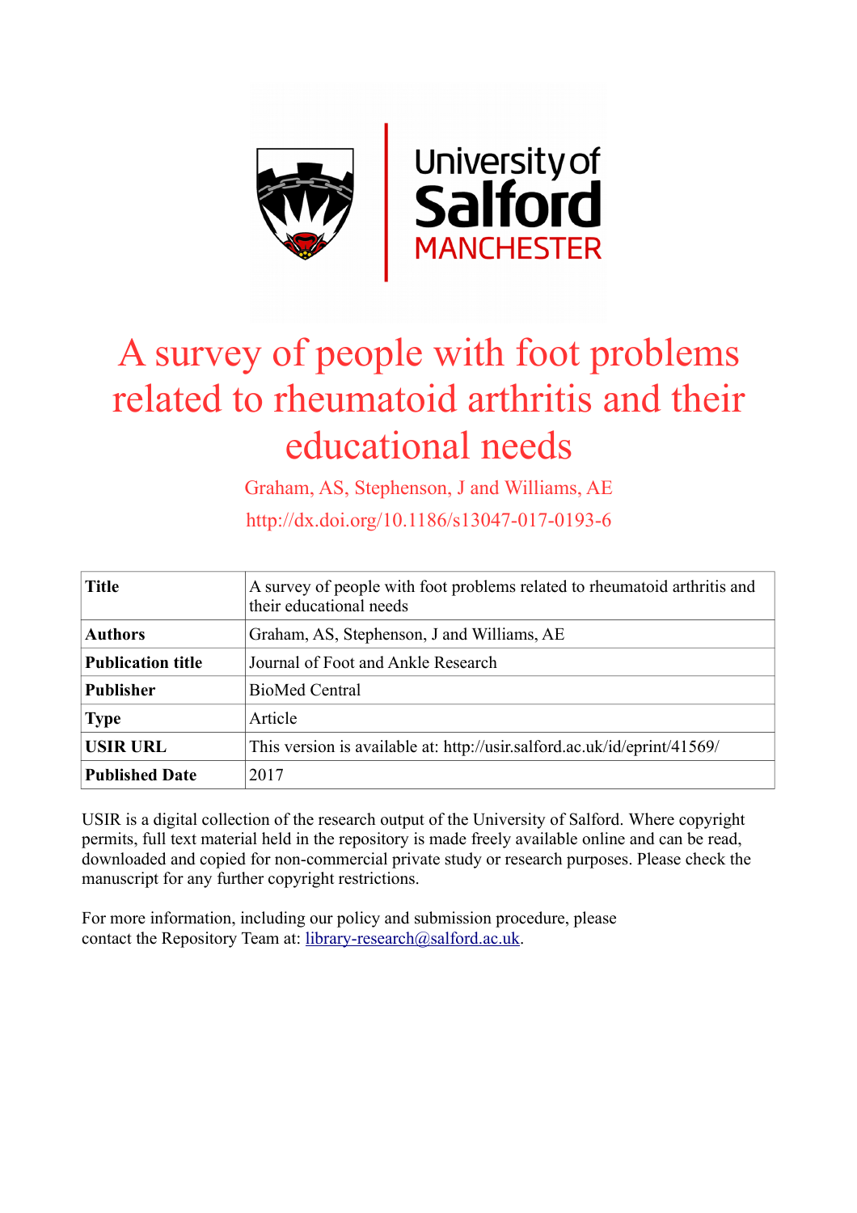# A survey of people with foot problems related to rheumatoid arthritis and their educational needs

Graham, AS, Stephenson, J and Williams, AE

http://dx.doi.org/10.1186/s13047-017-0193-6

| **Title** | A survey of people with foot problems related to rheumatoid arthritis and their educational needs |
|---|---|
| **Authors** | Graham, AS, Stephenson, J and Williams, AE |
| **Publication title** | Journal of Foot and Ankle Research |
| **Publisher** | BioMed Central |
| **Type** | Article |
| **USIR URL** | This version is available at: http://usir.salford.ac.uk/id/eprint/41569/ |
| **Published Date** | 2017 |

USIR is a digital collection of the research output of the University of Salford. Where copyright permits, full text material held in the repository is made freely available online and can be read, downloaded and copied for non-commercial private study or research purposes. Please check the manuscript for any further copyright restrictions.

For more information, including our policy and submission procedure, please contact the Repository Team at: library-research@salford.ac.uk.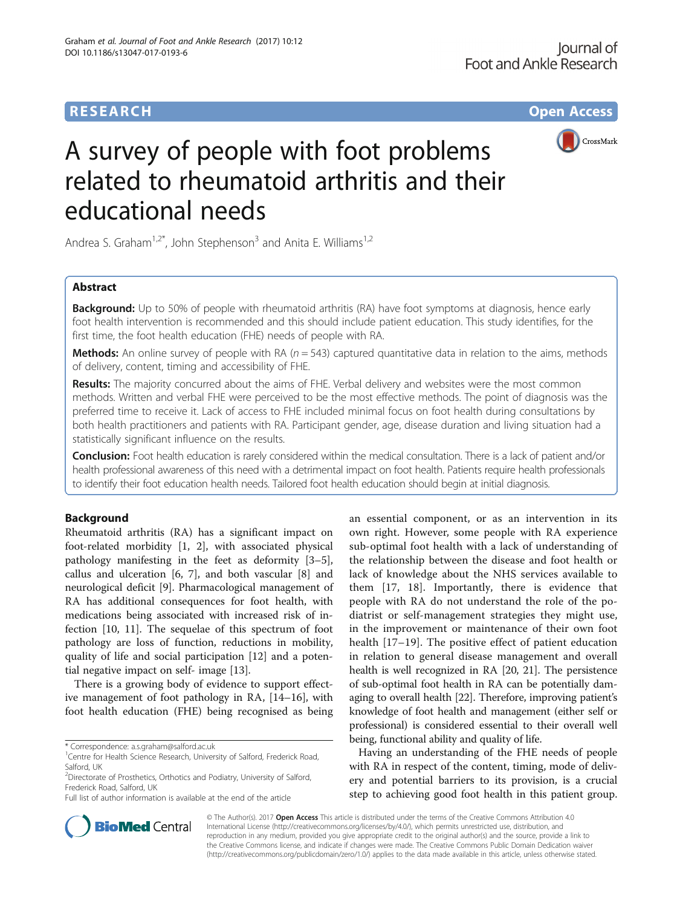# A survey of people with foot problems related to rheumatoid arthritis and their educational needs

Andrea S. Graham[1,2*], John Stephenson[3] and Anita E. Williams[1,2]

## Abstract

**Background:** Up to 50% of people with rheumatoid arthritis (RA) have foot symptoms at diagnosis, hence early foot health intervention is recommended and this should include patient education. This study identifies, for the first time, the foot health education (FHE) needs of people with RA.

**Methods:** An online survey of people with RA ($n = 543$) captured quantitative data in relation to the aims, methods of delivery, content, timing and accessibility of FHE.

**Results:** The majority concurred about the aims of FHE. Verbal delivery and websites were the most common methods. Written and verbal FHE were perceived to be the most effective methods. The point of diagnosis was the preferred time to receive it. Lack of access to FHE included minimal focus on foot health during consultations by both health practitioners and patients with RA. Participant gender, age, disease duration and living situation had a statistically significant influence on the results.

**Conclusion:** Foot health education is rarely considered within the medical consultation. There is a lack of patient and/or health professional awareness of this need with a detrimental impact on foot health. Patients require health professionals to identify their foot education health needs. Tailored foot health education should begin at initial diagnosis.

## Background

Rheumatoid arthritis (RA) has a significant impact on foot-related morbidity [1, 2], with associated physical pathology manifesting in the feet as deformity [3–5], callus and ulceration [6, 7], and both vascular [8] and neurological deficit [9]. Pharmacological management of RA has additional consequences for foot health, with medications being associated with increased risk of infection [10, 11]. The sequelae of this spectrum of foot pathology are loss of function, reductions in mobility, quality of life and social participation [12] and a potential negative impact on self- image [13].

There is a growing body of evidence to support effective management of foot pathology in RA, [14–16], with foot health education (FHE) being recognised as being an essential component, or as an intervention in its own right. However, some people with RA experience sub-optimal foot health with a lack of understanding of the relationship between the disease and foot health or lack of knowledge about the NHS services available to them [17, 18]. Importantly, there is evidence that people with RA do not understand the role of the podiatrist or self-management strategies they might use, in the improvement or maintenance of their own foot health [17–19]. The positive effect of patient education in relation to general disease management and overall health is well recognized in RA [20, 21]. The persistence of sub-optimal foot health in RA can be potentially damaging to overall health [22]. Therefore, improving patient's knowledge of foot health and management (either self or professional) is considered essential to their overall well being, functional ability and quality of life.

Having an understanding of the FHE needs of people with RA in respect of the content, timing, mode of delivery and potential barriers to its provision, is a crucial step to achieving good foot health in this patient group.

\* Correspondence: a.s.graham@salford.ac.uk
[1]Centre for Health Science Research, University of Salford, Frederick Road, Salford, UK
[2]Directorate of Prosthetics, Orthotics and Podiatry, University of Salford, Frederick Road, Salford, UK
Full list of author information is available at the end of the article

© The Author(s). 2017 **Open Access** This article is distributed under the terms of the Creative Commons Attribution 4.0 International License (http://creativecommons.org/licenses/by/4.0/), which permits unrestricted use, distribution, and reproduction in any medium, provided you give appropriate credit to the original author(s) and the source, provide a link to the Creative Commons license, and indicate if changes were made. The Creative Commons Public Domain Dedication waiver (http://creativecommons.org/publicdomain/zero/1.0/) applies to the data made available in this article, unless otherwise stated.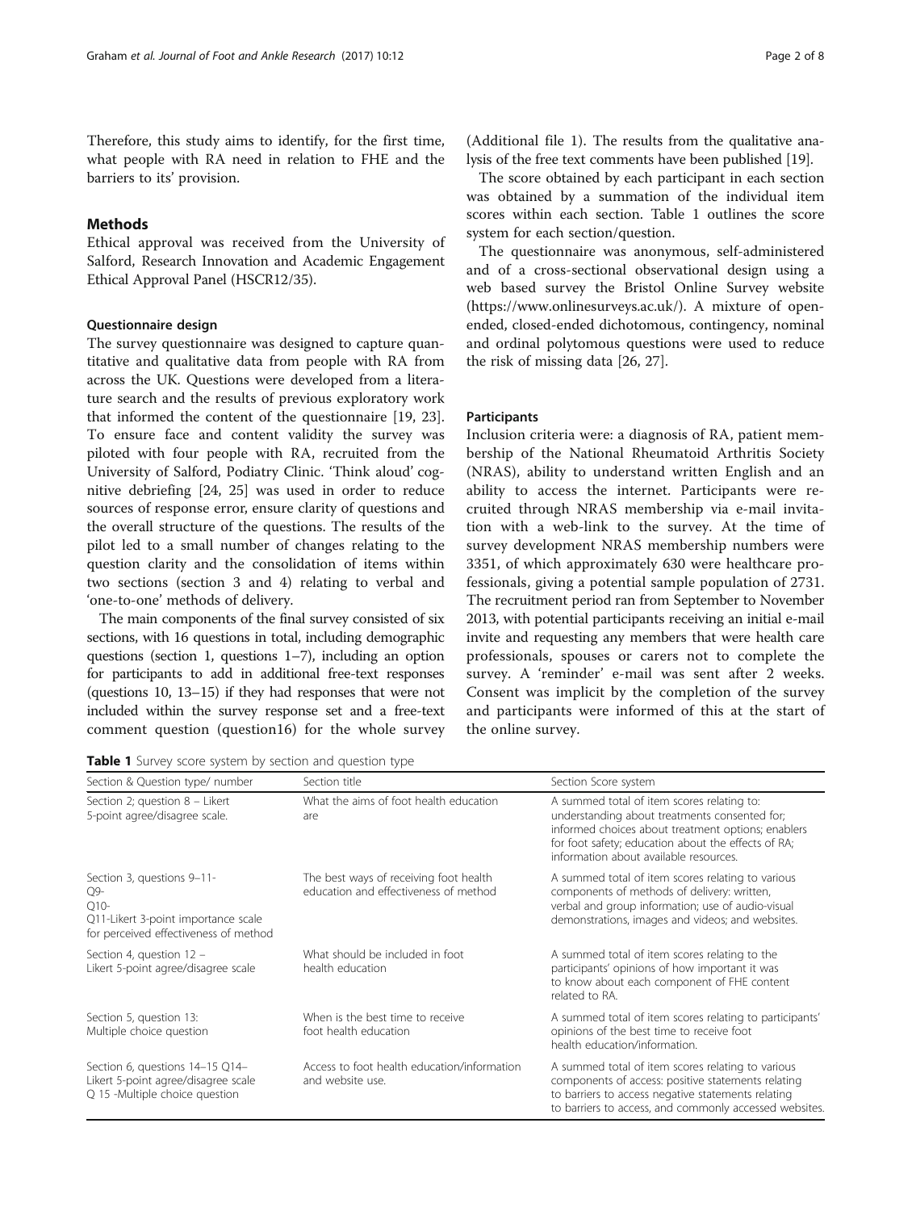Therefore, this study aims to identify, for the first time, what people with RA need in relation to FHE and the barriers to its' provision.

## Methods

Ethical approval was received from the University of Salford, Research Innovation and Academic Engagement Ethical Approval Panel (HSCR12/35).

### Questionnaire design

The survey questionnaire was designed to capture quantitative and qualitative data from people with RA from across the UK. Questions were developed from a literature search and the results of previous exploratory work that informed the content of the questionnaire [19, 23]. To ensure face and content validity the survey was piloted with four people with RA, recruited from the University of Salford, Podiatry Clinic. 'Think aloud' cognitive debriefing [24, 25] was used in order to reduce sources of response error, ensure clarity of questions and the overall structure of the questions. The results of the pilot led to a small number of changes relating to the question clarity and the consolidation of items within two sections (section 3 and 4) relating to verbal and 'one-to-one' methods of delivery.

The main components of the final survey consisted of six sections, with 16 questions in total, including demographic questions (section 1, questions 1–7), including an option for participants to add in additional free-text responses (questions 10, 13–15) if they had responses that were not included within the survey response set and a free-text comment question (question16) for the whole survey (Additional file 1). The results from the qualitative analysis of the free text comments have been published [19].

The score obtained by each participant in each section was obtained by a summation of the individual item scores within each section. Table 1 outlines the score system for each section/question.

The questionnaire was anonymous, self-administered and of a cross-sectional observational design using a web based survey the Bristol Online Survey website (https://www.onlinesurveys.ac.uk/). A mixture of open-ended, closed-ended dichotomous, contingency, nominal and ordinal polytomous questions were used to reduce the risk of missing data [26, 27].

### Participants

Inclusion criteria were: a diagnosis of RA, patient membership of the National Rheumatoid Arthritis Society (NRAS), ability to understand written English and an ability to access the internet. Participants were recruited through NRAS membership via e-mail invitation with a web-link to the survey. At the time of survey development NRAS membership numbers were 3351, of which approximately 630 were healthcare professionals, giving a potential sample population of 2731. The recruitment period ran from September to November 2013, with potential participants receiving an initial e-mail invite and requesting any members that were health care professionals, spouses or carers not to complete the survey. A 'reminder' e-mail was sent after 2 weeks. Consent was implicit by the completion of the survey and participants were informed of this at the start of the online survey.

**Table 1** Survey score system by section and question type

| Section & Question type/ number | Section title | Section Score system |
|---|---|---|
| Section 2; question 8 – Likert 5-point agree/disagree scale. | What the aims of foot health education are | A summed total of item scores relating to: understanding about treatments consented for; informed choices about treatment options; enablers for foot safety; education about the effects of RA; information about available resources. |
| Section 3, questions 9–11- Q9- Q10- Q11-Likert 3-point importance scale for perceived effectiveness of method | The best ways of receiving foot health education and effectiveness of method | A summed total of item scores relating to various components of methods of delivery: written, verbal and group information; use of audio-visual demonstrations, images and videos; and websites. |
| Section 4, question 12 – Likert 5-point agree/disagree scale | What should be included in foot health education | A summed total of item scores relating to the participants' opinions of how important it was to know about each component of FHE content related to RA. |
| Section 5, question 13: Multiple choice question | When is the best time to receive foot health education | A summed total of item scores relating to participants' opinions of the best time to receive foot health education/information. |
| Section 6, questions 14–15 Q14– Likert 5-point agree/disagree scale Q 15 -Multiple choice question | Access to foot health education/information and website use. | A summed total of item scores relating to various components of access: positive statements relating to barriers to access negative statements relating to barriers to access, and commonly accessed websites. |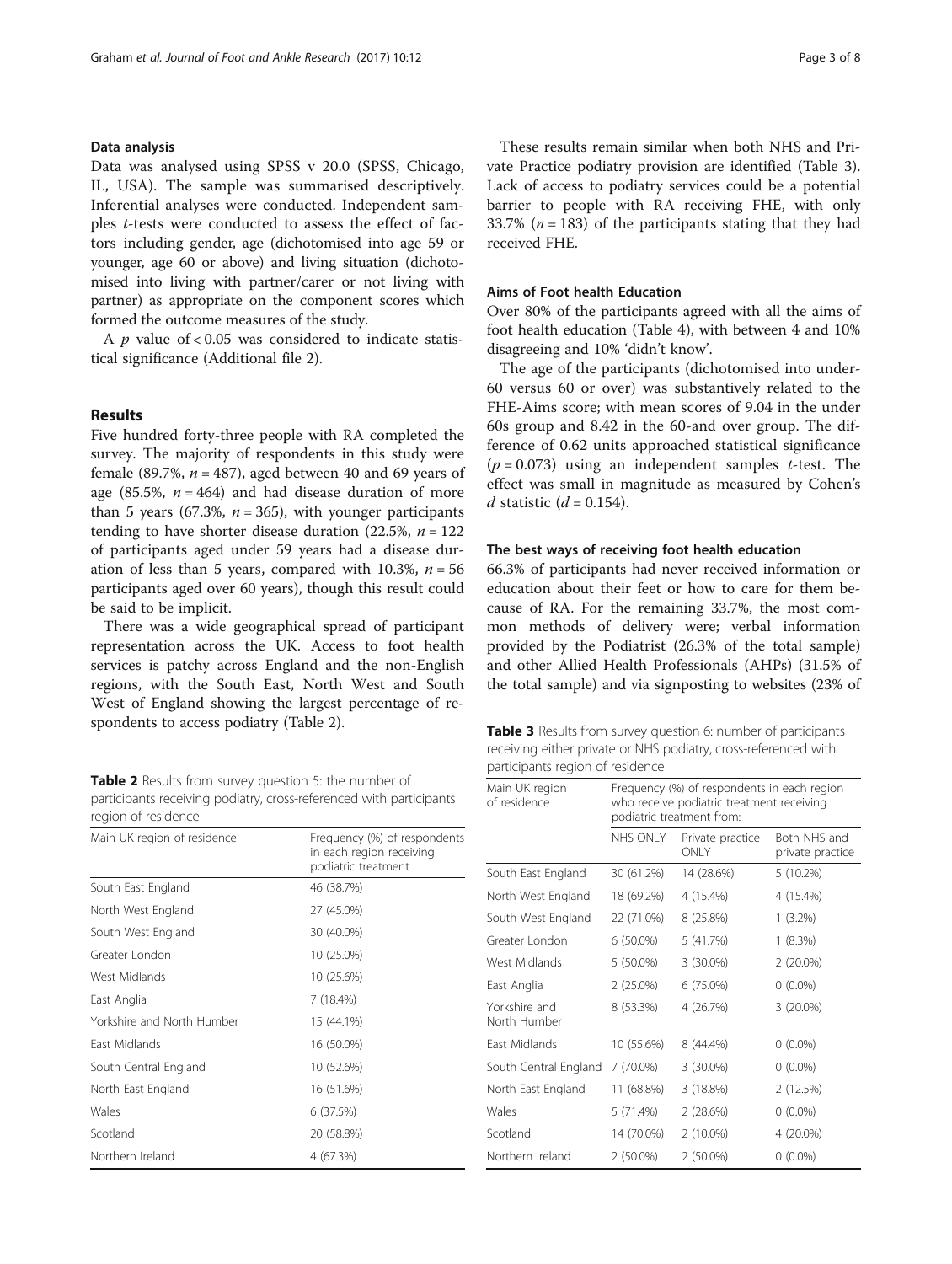### Data analysis

Data was analysed using SPSS v 20.0 (SPSS, Chicago, IL, USA). The sample was summarised descriptively. Inferential analyses were conducted. Independent samples *t*-tests were conducted to assess the effect of factors including gender, age (dichotomised into age 59 or younger, age 60 or above) and living situation (dichotomised into living with partner/carer or not living with partner) as appropriate on the component scores which formed the outcome measures of the study.

A $p$ value of $< 0.05$ was considered to indicate statistical significance (Additional file 2).

## Results

Five hundred forty-three people with RA completed the survey. The majority of respondents in this study were female (89.7%, $n = 487$), aged between 40 and 69 years of age (85.5%, $n = 464$) and had disease duration of more than 5 years (67.3%, $n = 365$), with younger participants tending to have shorter disease duration (22.5%, $n = 122$ of participants aged under 59 years had a disease duration of less than 5 years, compared with 10.3%, $n = 56$ participants aged over 60 years), though this result could be said to be implicit.

There was a wide geographical spread of participant representation across the UK. Access to foot health services is patchy across England and the non-English regions, with the South East, North West and South West of England showing the largest percentage of respondents to access podiatry (Table 2).

**Table 2** Results from survey question 5: the number of participants receiving podiatry, cross-referenced with participants region of residence

| Main UK region of residence | Frequency (%) of respondents in each region receiving podiatric treatment |
|---|---|
| South East England | 46 (38.7%) |
| North West England | 27 (45.0%) |
| South West England | 30 (40.0%) |
| Greater London | 10 (25.0%) |
| West Midlands | 10 (25.6%) |
| East Anglia | 7 (18.4%) |
| Yorkshire and North Humber | 15 (44.1%) |
| East Midlands | 16 (50.0%) |
| South Central England | 10 (52.6%) |
| North East England | 16 (51.6%) |
| Wales | 6 (37.5%) |
| Scotland | 20 (58.8%) |
| Northern Ireland | 4 (67.3%) |

These results remain similar when both NHS and Private Practice podiatry provision are identified (Table 3). Lack of access to podiatry services could be a potential barrier to people with RA receiving FHE, with only 33.7% ($n = 183$) of the participants stating that they had received FHE.

**Table 3** Results from survey question 6: number of participants receiving either private or NHS podiatry, cross-referenced with participants region of residence

| Main UK region of residence | Frequency (%) of respondents in each region who receive podiatric treatment receiving podiatric treatment from: | | |
|---|---|---|---|
| | NHS ONLY | Private practice ONLY | Both NHS and private practice |
| South East England | 30 (61.2%) | 14 (28.6%) | 5 (10.2%) |
| North West England | 18 (69.2%) | 4 (15.4%) | 4 (15.4%) |
| South West England | 22 (71.0%) | 8 (25.8%) | 1 (3.2%) |
| Greater London | 6 (50.0%) | 5 (41.7%) | 1 (8.3%) |
| West Midlands | 5 (50.0%) | 3 (30.0%) | 2 (20.0%) |
| East Anglia | 2 (25.0%) | 6 (75.0%) | 0 (0.0%) |
| Yorkshire and North Humber | 8 (53.3%) | 4 (26.7%) | 3 (20.0%) |
| East Midlands | 10 (55.6%) | 8 (44.4%) | 0 (0.0%) |
| South Central England | 7 (70.0%) | 3 (30.0%) | 0 (0.0%) |
| North East England | 11 (68.8%) | 3 (18.8%) | 2 (12.5%) |
| Wales | 5 (71.4%) | 2 (28.6%) | 0 (0.0%) |
| Scotland | 14 (70.0%) | 2 (10.0%) | 4 (20.0%) |
| Northern Ireland | 2 (50.0%) | 2 (50.0%) | 0 (0.0%) |

### Aims of Foot health Education

Over 80% of the participants agreed with all the aims of foot health education (Table 4), with between 4 and 10% disagreeing and 10% 'didn't know'.

The age of the participants (dichotomised into under-60 versus 60 or over) was substantively related to the FHE-Aims score; with mean scores of 9.04 in the under 60s group and 8.42 in the 60-and over group. The difference of 0.62 units approached statistical significance ($p = 0.073$) using an independent samples *t*-test. The effect was small in magnitude as measured by Cohen's $d$ statistic ($d = 0.154$).

### The best ways of receiving foot health education

66.3% of participants had never received information or education about their feet or how to care for them because of RA. For the remaining 33.7%, the most common methods of delivery were; verbal information provided by the Podiatrist (26.3% of the total sample) and other Allied Health Professionals (AHPs) (31.5% of the total sample) and via signposting to websites (23% of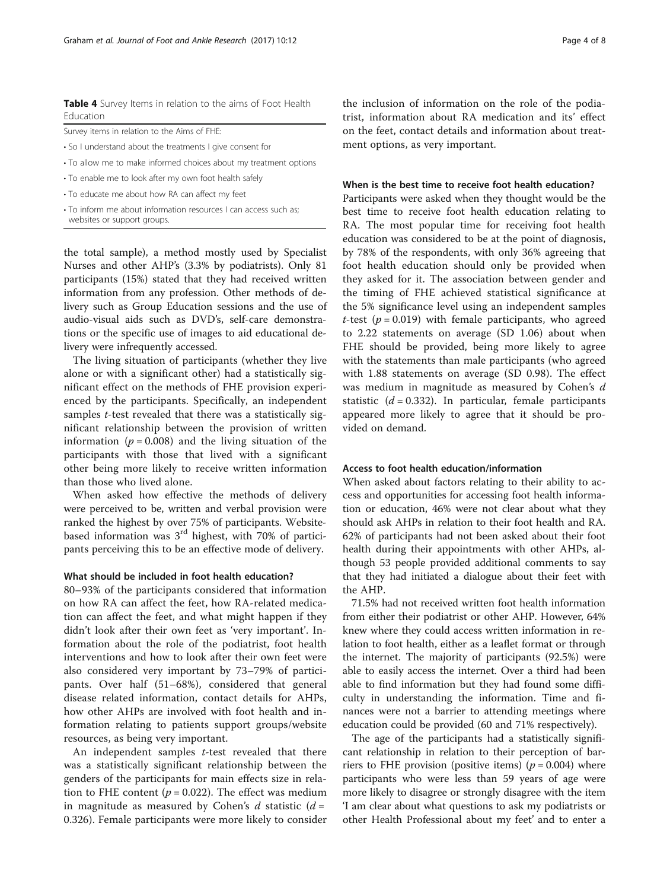**Table 4** Survey Items in relation to the aims of Foot Health Education

| Survey items in relation to the Aims of FHE: |
| --- |
| • So I understand about the treatments I give consent for |
| • To allow me to make informed choices about my treatment options |
| • To enable me to look after my own foot health safely |
| • To educate me about how RA can affect my feet |
| • To inform me about information resources I can access such as; websites or support groups. |

the total sample), a method mostly used by Specialist Nurses and other AHP's (3.3% by podiatrists). Only 81 participants (15%) stated that they had received written information from any profession. Other methods of delivery such as Group Education sessions and the use of audio-visual aids such as DVD's, self-care demonstrations or the specific use of images to aid educational delivery were infrequently accessed.

The living situation of participants (whether they live alone or with a significant other) had a statistically significant effect on the methods of FHE provision experienced by the participants. Specifically, an independent samples *t*-test revealed that there was a statistically significant relationship between the provision of written information ($p = 0.008$) and the living situation of the participants with those that lived with a significant other being more likely to receive written information than those who lived alone.

When asked how effective the methods of delivery were perceived to be, written and verbal provision were ranked the highest by over 75% of participants. Website-based information was 3rd highest, with 70% of participants perceiving this to be an effective mode of delivery.

### What should be included in foot health education?

80–93% of the participants considered that information on how RA can affect the feet, how RA-related medication can affect the feet, and what might happen if they didn't look after their own feet as 'very important'. Information about the role of the podiatrist, foot health interventions and how to look after their own feet were also considered very important by 73–79% of participants. Over half (51–68%), considered that general disease related information, contact details for AHPs, how other AHPs are involved with foot health and information relating to patients support groups/website resources, as being very important.

An independent samples *t*-test revealed that there was a statistically significant relationship between the genders of the participants for main effects size in relation to FHE content ($p = 0.022$). The effect was medium in magnitude as measured by Cohen's $d$ statistic ($d = 0.326$). Female participants were more likely to consider the inclusion of information on the role of the podiatrist, information about RA medication and its' effect on the feet, contact details and information about treatment options, as very important.

### When is the best time to receive foot health education?

Participants were asked when they thought would be the best time to receive foot health education relating to RA. The most popular time for receiving foot health education was considered to be at the point of diagnosis, by 78% of the respondents, with only 36% agreeing that foot health education should only be provided when they asked for it. The association between gender and the timing of FHE achieved statistical significance at the 5% significance level using an independent samples *t*-test ($p = 0.019$) with female participants, who agreed to 2.22 statements on average (SD 1.06) about when FHE should be provided, being more likely to agree with the statements than male participants (who agreed with 1.88 statements on average (SD 0.98). The effect was medium in magnitude as measured by Cohen's $d$ statistic ($d = 0.332$). In particular, female participants appeared more likely to agree that it should be provided on demand.

### Access to foot health education/information

When asked about factors relating to their ability to access and opportunities for accessing foot health information or education, 46% were not clear about what they should ask AHPs in relation to their foot health and RA. 62% of participants had not been asked about their foot health during their appointments with other AHPs, although 53 people provided additional comments to say that they had initiated a dialogue about their feet with the AHP.

71.5% had not received written foot health information from either their podiatrist or other AHP. However, 64% knew where they could access written information in relation to foot health, either as a leaflet format or through the internet. The majority of participants (92.5%) were able to easily access the internet. Over a third had been able to find information but they had found some difficulty in understanding the information. Time and finances were not a barrier to attending meetings where education could be provided (60 and 71% respectively).

The age of the participants had a statistically significant relationship in relation to their perception of barriers to FHE provision (positive items) ($p = 0.004$) where participants who were less than 59 years of age were more likely to disagree or strongly disagree with the item 'I am clear about what questions to ask my podiatrists or other Health Professional about my feet' and to enter a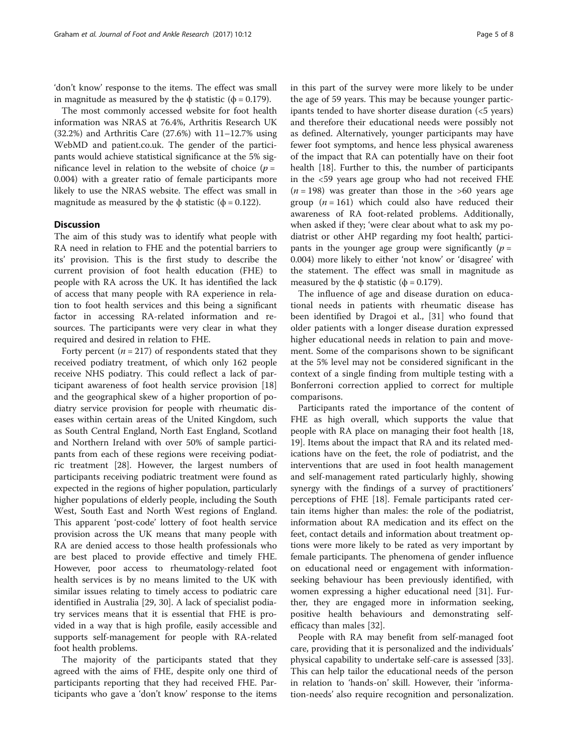'don't know' response to the items. The effect was small in magnitude as measured by the ϕ statistic (ϕ = 0.179).

The most commonly accessed website for foot health information was NRAS at 76.4%, Arthritis Research UK (32.2%) and Arthritis Care (27.6%) with 11–12.7% using WebMD and patient.co.uk. The gender of the participants would achieve statistical significance at the 5% significance level in relation to the website of choice ($p = 0.004$) with a greater ratio of female participants more likely to use the NRAS website. The effect was small in magnitude as measured by the ϕ statistic (ϕ = 0.122).

## Discussion

The aim of this study was to identify what people with RA need in relation to FHE and the potential barriers to its' provision. This is the first study to describe the current provision of foot health education (FHE) to people with RA across the UK. It has identified the lack of access that many people with RA experience in relation to foot health services and this being a significant factor in accessing RA-related information and resources. The participants were very clear in what they required and desired in relation to FHE.

Forty percent ($n = 217$) of respondents stated that they received podiatry treatment, of which only 162 people receive NHS podiatry. This could reflect a lack of participant awareness of foot health service provision [18] and the geographical skew of a higher proportion of podiatry service provision for people with rheumatic diseases within certain areas of the United Kingdom, such as South Central England, North East England, Scotland and Northern Ireland with over 50% of sample participants from each of these regions were receiving podiatric treatment [28]. However, the largest numbers of participants receiving podiatric treatment were found as expected in the regions of higher population, particularly higher populations of elderly people, including the South West, South East and North West regions of England. This apparent 'post-code' lottery of foot health service provision across the UK means that many people with RA are denied access to those health professionals who are best placed to provide effective and timely FHE. However, poor access to rheumatology-related foot health services is by no means limited to the UK with similar issues relating to timely access to podiatric care identified in Australia [29, 30]. A lack of specialist podiatry services means that it is essential that FHE is provided in a way that is high profile, easily accessible and supports self-management for people with RA-related foot health problems.

The majority of the participants stated that they agreed with the aims of FHE, despite only one third of participants reporting that they had received FHE. Participants who gave a 'don't know' response to the items in this part of the survey were more likely to be under the age of 59 years. This may be because younger participants tended to have shorter disease duration (<5 years) and therefore their educational needs were possibly not as defined. Alternatively, younger participants may have fewer foot symptoms, and hence less physical awareness of the impact that RA can potentially have on their foot health [18]. Further to this, the number of participants in the <59 years age group who had not received FHE ($n = 198$) was greater than those in the >60 years age group ($n = 161$) which could also have reduced their awareness of RA foot-related problems. Additionally, when asked if they; 'were clear about what to ask my podiatrist or other AHP regarding my foot health', participants in the younger age group were significantly ($p = 0.004$) more likely to either 'not know' or 'disagree' with the statement. The effect was small in magnitude as measured by the ϕ statistic (ϕ = 0.179).

The influence of age and disease duration on educational needs in patients with rheumatic disease has been identified by Dragoi et al., [31] who found that older patients with a longer disease duration expressed higher educational needs in relation to pain and movement. Some of the comparisons shown to be significant at the 5% level may not be considered significant in the context of a single finding from multiple testing with a Bonferroni correction applied to correct for multiple comparisons.

Participants rated the importance of the content of FHE as high overall, which supports the value that people with RA place on managing their foot health [18, 19]. Items about the impact that RA and its related medications have on the feet, the role of podiatrist, and the interventions that are used in foot health management and self-management rated particularly highly, showing synergy with the findings of a survey of practitioners' perceptions of FHE [18]. Female participants rated certain items higher than males: the role of the podiatrist, information about RA medication and its effect on the feet, contact details and information about treatment options were more likely to be rated as very important by female participants. The phenomena of gender influence on educational need or engagement with information-seeking behaviour has been previously identified, with women expressing a higher educational need [31]. Further, they are engaged more in information seeking, positive health behaviours and demonstrating self-efficacy than males [32].

People with RA may benefit from self-managed foot care, providing that it is personalized and the individuals' physical capability to undertake self-care is assessed [33]. This can help tailor the educational needs of the person in relation to 'hands-on' skill. However, their 'information-needs' also require recognition and personalization.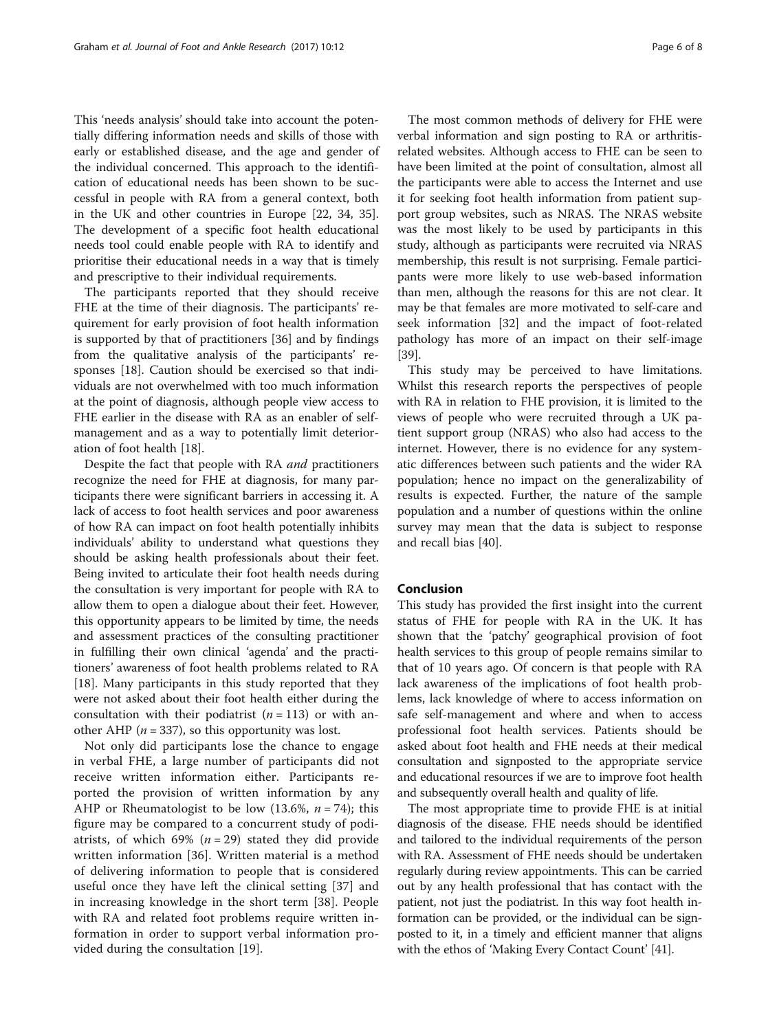This 'needs analysis' should take into account the potentially differing information needs and skills of those with early or established disease, and the age and gender of the individual concerned. This approach to the identification of educational needs has been shown to be successful in people with RA from a general context, both in the UK and other countries in Europe [22, 34, 35]. The development of a specific foot health educational needs tool could enable people with RA to identify and prioritise their educational needs in a way that is timely and prescriptive to their individual requirements.

The participants reported that they should receive FHE at the time of their diagnosis. The participants' requirement for early provision of foot health information is supported by that of practitioners [36] and by findings from the qualitative analysis of the participants' responses [18]. Caution should be exercised so that individuals are not overwhelmed with too much information at the point of diagnosis, although people view access to FHE earlier in the disease with RA as an enabler of self-management and as a way to potentially limit deterioration of foot health [18].

Despite the fact that people with RA *and* practitioners recognize the need for FHE at diagnosis, for many participants there were significant barriers in accessing it. A lack of access to foot health services and poor awareness of how RA can impact on foot health potentially inhibits individuals' ability to understand what questions they should be asking health professionals about their feet. Being invited to articulate their foot health needs during the consultation is very important for people with RA to allow them to open a dialogue about their feet. However, this opportunity appears to be limited by time, the needs and assessment practices of the consulting practitioner in fulfilling their own clinical 'agenda' and the practitioners' awareness of foot health problems related to RA [18]. Many participants in this study reported that they were not asked about their foot health either during the consultation with their podiatrist ($n = 113$) or with another AHP ($n = 337$), so this opportunity was lost.

Not only did participants lose the chance to engage in verbal FHE, a large number of participants did not receive written information either. Participants reported the provision of written information by any AHP or Rheumatologist to be low (13.6%, $n = 74$); this figure may be compared to a concurrent study of podiatrists, of which 69% ($n = 29$) stated they did provide written information [36]. Written material is a method of delivering information to people that is considered useful once they have left the clinical setting [37] and in increasing knowledge in the short term [38]. People with RA and related foot problems require written information in order to support verbal information provided during the consultation [19].

The most common methods of delivery for FHE were verbal information and sign posting to RA or arthritis-related websites. Although access to FHE can be seen to have been limited at the point of consultation, almost all the participants were able to access the Internet and use it for seeking foot health information from patient support group websites, such as NRAS. The NRAS website was the most likely to be used by participants in this study, although as participants were recruited via NRAS membership, this result is not surprising. Female participants were more likely to use web-based information than men, although the reasons for this are not clear. It may be that females are more motivated to self-care and seek information [32] and the impact of foot-related pathology has more of an impact on their self-image [39].

This study may be perceived to have limitations. Whilst this research reports the perspectives of people with RA in relation to FHE provision, it is limited to the views of people who were recruited through a UK patient support group (NRAS) who also had access to the internet. However, there is no evidence for any systematic differences between such patients and the wider RA population; hence no impact on the generalizability of results is expected. Further, the nature of the sample population and a number of questions within the online survey may mean that the data is subject to response and recall bias [40].

## Conclusion

This study has provided the first insight into the current status of FHE for people with RA in the UK. It has shown that the 'patchy' geographical provision of foot health services to this group of people remains similar to that of 10 years ago. Of concern is that people with RA lack awareness of the implications of foot health problems, lack knowledge of where to access information on safe self-management and where and when to access professional foot health services. Patients should be asked about foot health and FHE needs at their medical consultation and signposted to the appropriate service and educational resources if we are to improve foot health and subsequently overall health and quality of life.

The most appropriate time to provide FHE is at initial diagnosis of the disease. FHE needs should be identified and tailored to the individual requirements of the person with RA. Assessment of FHE needs should be undertaken regularly during review appointments. This can be carried out by any health professional that has contact with the patient, not just the podiatrist. In this way foot health information can be provided, or the individual can be signposted to it, in a timely and efficient manner that aligns with the ethos of 'Making Every Contact Count' [41].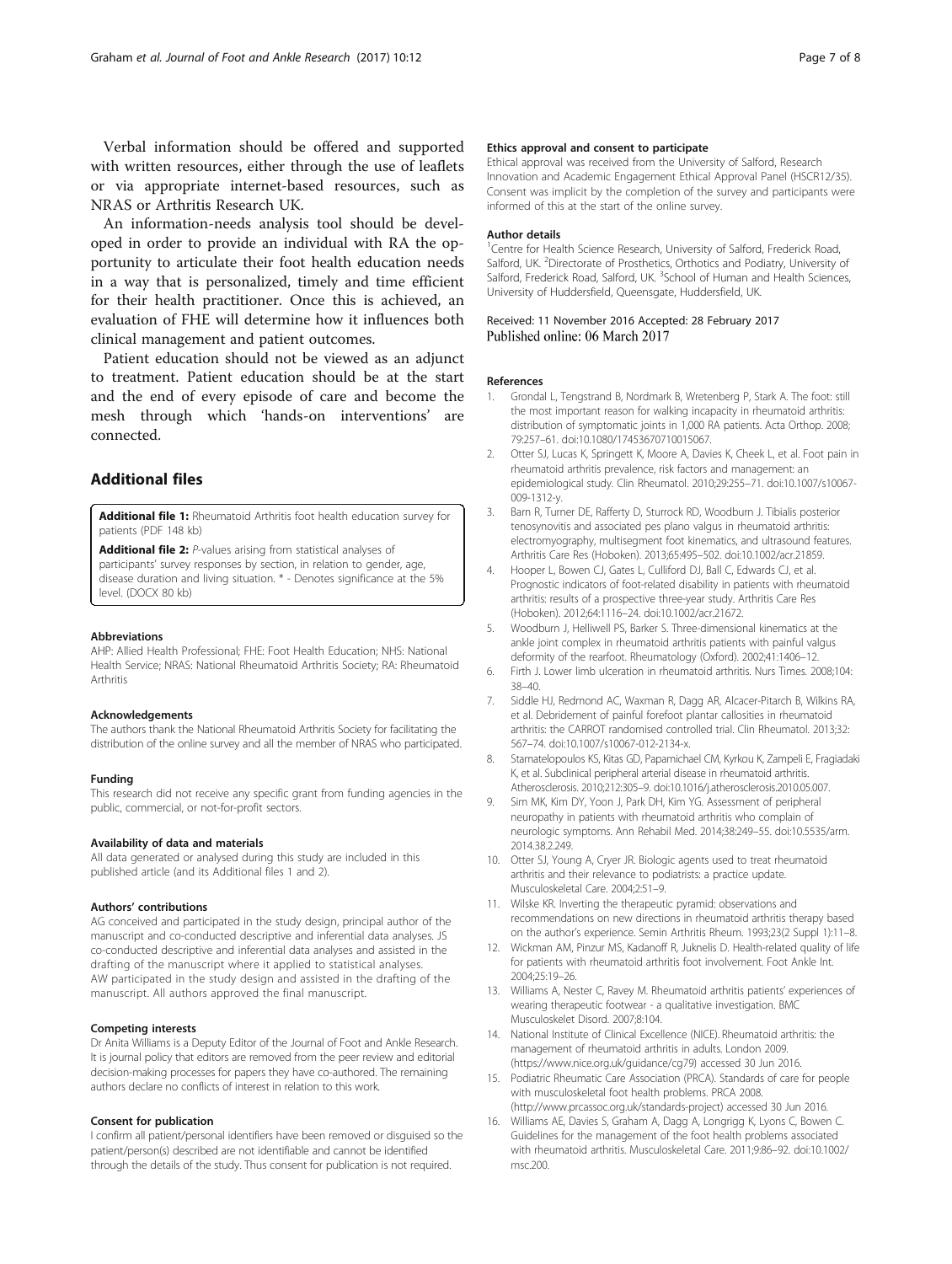Verbal information should be offered and supported with written resources, either through the use of leaflets or via appropriate internet-based resources, such as NRAS or Arthritis Research UK.

An information-needs analysis tool should be developed in order to provide an individual with RA the opportunity to articulate their foot health education needs in a way that is personalized, timely and time efficient for their health practitioner. Once this is achieved, an evaluation of FHE will determine how it influences both clinical management and patient outcomes.

Patient education should not be viewed as an adjunct to treatment. Patient education should be at the start and the end of every episode of care and become the mesh through which 'hands-on interventions' are connected.

## Additional files

**Additional file 1:** Rheumatoid Arthritis foot health education survey for patients (PDF 148 kb)

**Additional file 2:** *P*-values arising from statistical analyses of participants' survey responses by section, in relation to gender, age, disease duration and living situation. * - Denotes significance at the 5% level. (DOCX 80 kb)

#### Abbreviations

AHP: Allied Health Professional; FHE: Foot Health Education; NHS: National Health Service; NRAS: National Rheumatoid Arthritis Society; RA: Rheumatoid Arthritis

#### Acknowledgements

The authors thank the National Rheumatoid Arthritis Society for facilitating the distribution of the online survey and all the member of NRAS who participated.

#### Funding

This research did not receive any specific grant from funding agencies in the public, commercial, or not-for-profit sectors.

#### Availability of data and materials

All data generated or analysed during this study are included in this published article (and its Additional files 1 and 2).

#### Authors' contributions

AG conceived and participated in the study design, principal author of the manuscript and co-conducted descriptive and inferential data analyses. JS co-conducted descriptive and inferential data analyses and assisted in the drafting of the manuscript where it applied to statistical analyses. AW participated in the study design and assisted in the drafting of the manuscript. All authors approved the final manuscript.

#### Competing interests

Dr Anita Williams is a Deputy Editor of the Journal of Foot and Ankle Research. It is journal policy that editors are removed from the peer review and editorial decision-making processes for papers they have co-authored. The remaining authors declare no conflicts of interest in relation to this work.

#### Consent for publication

I confirm all patient/personal identifiers have been removed or disguised so the patient/person(s) described are not identifiable and cannot be identified through the details of the study. Thus consent for publication is not required.

#### Ethics approval and consent to participate

Ethical approval was received from the University of Salford, Research Innovation and Academic Engagement Ethical Approval Panel (HSCR12/35). Consent was implicit by the completion of the survey and participants were informed of this at the start of the online survey.

#### Author details

[1]Centre for Health Science Research, University of Salford, Frederick Road, Salford, UK. [2]Directorate of Prosthetics, Orthotics and Podiatry, University of Salford, Frederick Road, Salford, UK. [3]School of Human and Health Sciences, University of Huddersfield, Queensgate, Huddersfield, UK.

Received: 11 November 2016 Accepted: 28 February 2017
Published online: 06 March 2017

#### References

1. Grondal L, Tengstrand B, Nordmark B, Wretenberg P, Stark A. The foot: still the most important reason for walking incapacity in rheumatoid arthritis: distribution of symptomatic joints in 1,000 RA patients. Acta Orthop. 2008; 79:257–61. doi:10.1080/17453670710015067.
2. Otter SJ, Lucas K, Springett K, Moore A, Davies K, Cheek L, et al. Foot pain in rheumatoid arthritis prevalence, risk factors and management: an epidemiological study. Clin Rheumatol. 2010;29:255–71. doi:10.1007/s10067-009-1312-y.
3. Barn R, Turner DE, Rafferty D, Sturrock RD, Woodburn J. Tibialis posterior tenosynovitis and associated pes plano valgus in rheumatoid arthritis: electromyography, multisegment foot kinematics, and ultrasound features. Arthritis Care Res (Hoboken). 2013;65:495–502. doi:10.1002/acr.21859.
4. Hooper L, Bowen CJ, Gates L, Culliford DJ, Ball C, Edwards CJ, et al. Prognostic indicators of foot-related disability in patients with rheumatoid arthritis: results of a prospective three-year study. Arthritis Care Res (Hoboken). 2012;64:1116–24. doi:10.1002/acr.21672.
5. Woodburn J, Helliwell PS, Barker S. Three-dimensional kinematics at the ankle joint complex in rheumatoid arthritis patients with painful valgus deformity of the rearfoot. Rheumatology (Oxford). 2002;41:1406–12.
6. Firth J. Lower limb ulceration in rheumatoid arthritis. Nurs Times. 2008;104: 38–40.
7. Siddle HJ, Redmond AC, Waxman R, Dagg AR, Alcacer-Pitarch B, Wilkins RA, et al. Debridement of painful forefoot plantar callosities in rheumatoid arthritis: the CARROT randomised controlled trial. Clin Rheumatol. 2013;32: 567–74. doi:10.1007/s10067-012-2134-x.
8. Stamatelopoulos KS, Kitas GD, Papamichael CM, Kyrkou K, Zampeli E, Fragiadaki K, et al. Subclinical peripheral arterial disease in rheumatoid arthritis. Atherosclerosis. 2010;212:305–9. doi:10.1016/j.atherosclerosis.2010.05.007.
9. Sim MK, Kim DY, Yoon J, Park DH, Kim YG. Assessment of peripheral neuropathy in patients with rheumatoid arthritis who complain of neurologic symptoms. Ann Rehabil Med. 2014;38:249–55. doi:10.5535/arm. 2014.38.2.249.
10. Otter SJ, Young A, Cryer JR. Biologic agents used to treat rheumatoid arthritis and their relevance to podiatrists: a practice update. Musculoskeletal Care. 2004;2:51–9.
11. Wilske KR. Inverting the therapeutic pyramid: observations and recommendations on new directions in rheumatoid arthritis therapy based on the author's experience. Semin Arthritis Rheum. 1993;23(2 Suppl 1):11–8.
12. Wickman AM, Pinzur MS, Kadanoff R, Juknelis D. Health-related quality of life for patients with rheumatoid arthritis foot involvement. Foot Ankle Int. 2004;25:19–26.
13. Williams A, Nester C, Ravey M. Rheumatoid arthritis patients' experiences of wearing therapeutic footwear - a qualitative investigation. BMC Musculoskelet Disord. 2007;8:104.
14. National Institute of Clinical Excellence (NICE). Rheumatoid arthritis: the management of rheumatoid arthritis in adults. London 2009. (https://www.nice.org.uk/guidance/cg79) accessed 30 Jun 2016.
15. Podiatric Rheumatic Care Association (PRCA). Standards of care for people with musculoskeletal foot health problems. PRCA 2008. (http://www.prcassoc.org.uk/standards-project) accessed 30 Jun 2016.
16. Williams AE, Davies S, Graham A, Dagg A, Longrigg K, Lyons C, Bowen C. Guidelines for the management of the foot health problems associated with rheumatoid arthritis. Musculoskeletal Care. 2011;9:86–92. doi:10.1002/msc.200.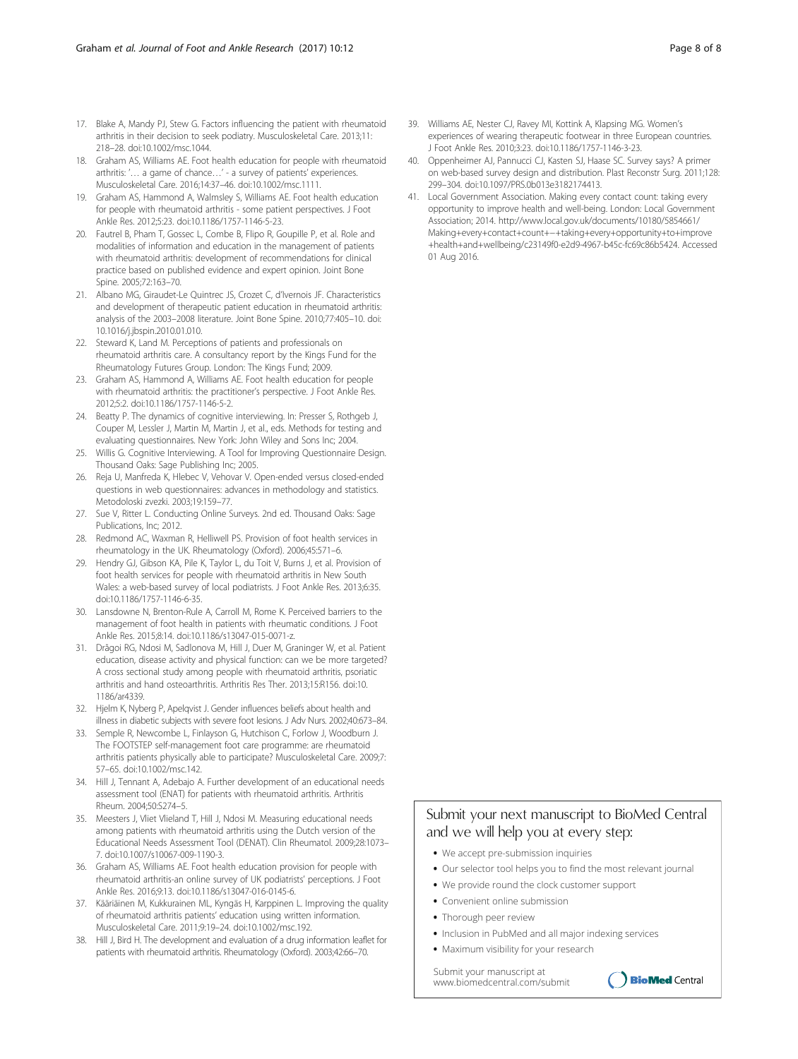17. Blake A, Mandy PJ, Stew G. Factors influencing the patient with rheumatoid arthritis in their decision to seek podiatry. Musculoskeletal Care. 2013;11: 218–28. doi:10.1002/msc.1044.
18. Graham AS, Williams AE. Foot health education for people with rheumatoid arthritis: '… a game of chance…' - a survey of patients' experiences. Musculoskeletal Care. 2016;14:37–46. doi:10.1002/msc.1111.
19. Graham AS, Hammond A, Walmsley S, Williams AE. Foot health education for people with rheumatoid arthritis - some patient perspectives. J Foot Ankle Res. 2012;5:23. doi:10.1186/1757-1146-5-23.
20. Fautrel B, Pham T, Gossec L, Combe B, Flipo R, Goupille P, et al. Role and modalities of information and education in the management of patients with rheumatoid arthritis: development of recommendations for clinical practice based on published evidence and expert opinion. Joint Bone Spine. 2005;72:163–70.
21. Albano MG, Giraudet-Le Quintrec JS, Crozet C, d'Ivernois JF. Characteristics and development of therapeutic patient education in rheumatoid arthritis: analysis of the 2003–2008 literature. Joint Bone Spine. 2010;77:405–10. doi: 10.1016/j.jbspin.2010.01.010.
22. Steward K, Land M. Perceptions of patients and professionals on rheumatoid arthritis care. A consultancy report by the Kings Fund for the Rheumatology Futures Group. London: The Kings Fund; 2009.
23. Graham AS, Hammond A, Williams AE. Foot health education for people with rheumatoid arthritis: the practitioner's perspective. J Foot Ankle Res. 2012;5:2. doi:10.1186/1757-1146-5-2.
24. Beatty P. The dynamics of cognitive interviewing. In: Presser S, Rothgeb J, Couper M, Lessler J, Martin M, Martin J, et al., eds. Methods for testing and evaluating questionnaires. New York: John Wiley and Sons Inc; 2004.
25. Willis G. Cognitive Interviewing. A Tool for Improving Questionnaire Design. Thousand Oaks: Sage Publishing Inc; 2005.
26. Reja U, Manfreda K, Hlebec V, Vehovar V. Open-ended versus closed-ended questions in web questionnaires: advances in methodology and statistics. Metodoloski zvezki. 2003;19:159–77.
27. Sue V, Ritter L. Conducting Online Surveys. 2nd ed. Thousand Oaks: Sage Publications, Inc; 2012.
28. Redmond AC, Waxman R, Helliwell PS. Provision of foot health services in rheumatology in the UK. Rheumatology (Oxford). 2006;45:571–6.
29. Hendry GJ, Gibson KA, Pile K, Taylor L, du Toit V, Burns J, et al. Provision of foot health services for people with rheumatoid arthritis in New South Wales: a web-based survey of local podiatrists. J Foot Ankle Res. 2013;6:35. doi:10.1186/1757-1146-6-35.
30. Lansdowne N, Brenton-Rule A, Carroll M, Rome K. Perceived barriers to the management of foot health in patients with rheumatic conditions. J Foot Ankle Res. 2015;8:14. doi:10.1186/s13047-015-0071-z.
31. Drăgoi RG, Ndosi M, Sadlonova M, Hill J, Duer M, Graninger W, et al. Patient education, disease activity and physical function: can we be more targeted? A cross sectional study among people with rheumatoid arthritis, psoriatic arthritis and hand osteoarthritis. Arthritis Res Ther. 2013;15:R156. doi:10.1186/ar4339.
32. Hjelm K, Nyberg P, Apelqvist J. Gender influences beliefs about health and illness in diabetic subjects with severe foot lesions. J Adv Nurs. 2002;40:673–84.
33. Semple R, Newcombe L, Finlayson G, Hutchison C, Forlow J, Woodburn J. The FOOTSTEP self-management foot care programme: are rheumatoid arthritis patients physically able to participate? Musculoskeletal Care. 2009;7: 57–65. doi:10.1002/msc.142.
34. Hill J, Tennant A, Adebajo A. Further development of an educational needs assessment tool (ENAT) for patients with rheumatoid arthritis. Arthritis Rheum. 2004;50:S274–5.
35. Meesters J, Vliet Vlieland T, Hill J, Ndosi M. Measuring educational needs among patients with rheumatoid arthritis using the Dutch version of the Educational Needs Assessment Tool (DENAT). Clin Rheumatol. 2009;28:1073–7. doi:10.1007/s10067-009-1190-3.
36. Graham AS, Williams AE. Foot health education provision for people with rheumatoid arthritis-an online survey of UK podiatrists' perceptions. J Foot Ankle Res. 2016;9:13. doi:10.1186/s13047-016-0145-6.
37. Kääriäinen M, Kukkurainen ML, Kyngäs H, Karppinen L. Improving the quality of rheumatoid arthritis patients' education using written information. Musculoskeletal Care. 2011;9:19–24. doi:10.1002/msc.192.
38. Hill J, Bird H. The development and evaluation of a drug information leaflet for patients with rheumatoid arthritis. Rheumatology (Oxford). 2003;42:66–70.
39. Williams AE, Nester CJ, Ravey MI, Kottink A, Klapsing MG. Women's experiences of wearing therapeutic footwear in three European countries. J Foot Ankle Res. 2010;3:23. doi:10.1186/1757-1146-3-23.
40. Oppenheimer AJ, Pannucci CJ, Kasten SJ, Haase SC. Survey says? A primer on web-based survey design and distribution. Plast Reconstr Surg. 2011;128: 299–304. doi:10.1097/PRS.0b013e3182174413.
41. Local Government Association. Making every contact count: taking every opportunity to improve health and well-being. London: Local Government Association; 2014. http://www.local.gov.uk/documents/10180/5854661/Making+every+contact+count+-+taking+every+opportunity+to+improve+health+and+wellbeing/c23149f0-e2d9-4967-b45c-fc69c86b5424. Accessed 01 Aug 2016.

Submit your next manuscript to BioMed Central and we will help you at every step:

- We accept pre-submission inquiries
- Our selector tool helps you to find the most relevant journal
- We provide round the clock customer support
- Convenient online submission
- Thorough peer review
- Inclusion in PubMed and all major indexing services
- Maximum visibility for your research

Submit your manuscript at
www.biomedcentral.com/submit

BioMed Central